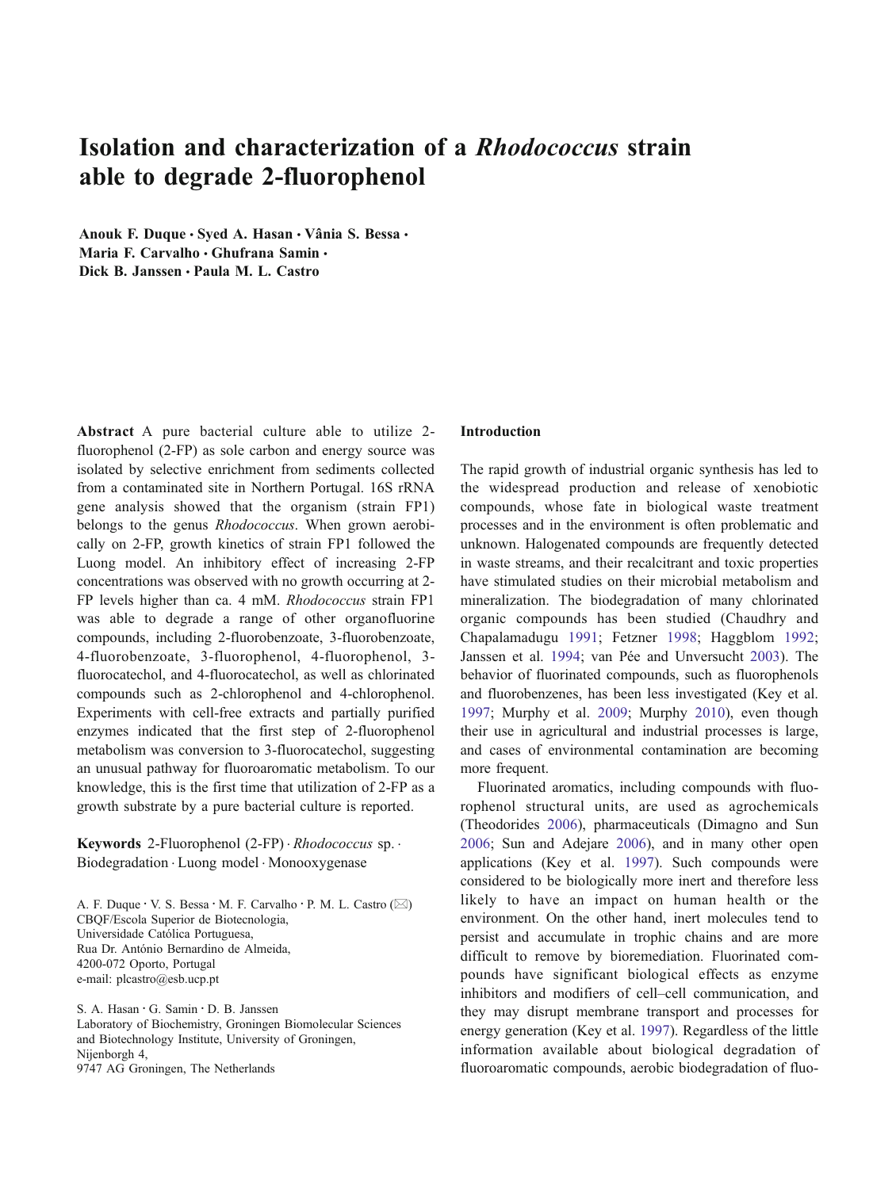# Isolation and characterization of a *Rhodococcus* strain able to degrade 2-fluorophenol

**Anouk F. Duque · Syed A. Hasan · Vânia S. Bessa · Maria F. Carvalho · Ghufrana Samin · Dick B. Janssen · Paula M. L. Castro**

**Abstract** A pure bacterial culture able to utilize 2-fluorophenol (2-FP) as sole carbon and energy source was isolated by selective enrichment from sediments collected from a contaminated site in Northern Portugal. 16S rRNA gene analysis showed that the organism (strain FP1) belongs to the genus *Rhodococcus*. When grown aerobically on 2-FP, growth kinetics of strain FP1 followed the Luong model. An inhibitory effect of increasing 2-FP concentrations was observed with no growth occurring at 2-FP levels higher than ca. 4 mM. *Rhodococcus* strain FP1 was able to degrade a range of other organofluorine compounds, including 2-fluorobenzoate, 3-fluorobenzoate, 4-fluorobenzoate, 3-fluorophenol, 4-fluorophenol, 3-fluorocatechol, and 4-fluorocatechol, as well as chlorinated compounds such as 2-chlorophenol and 4-chlorophenol. Experiments with cell-free extracts and partially purified enzymes indicated that the first step of 2-fluorophenol metabolism was conversion to 3-fluorocatechol, suggesting an unusual pathway for fluoroaromatic metabolism. To our knowledge, this is the first time that utilization of 2-FP as a growth substrate by a pure bacterial culture is reported.

**Keywords** 2-Fluorophenol (2-FP) · *Rhodococcus* sp. · Biodegradation · Luong model · Monooxygenase

A. F. Duque · V. S. Bessa · M. F. Carvalho · P. M. L. Castro (✉)
CBQF/Escola Superior de Biotecnologia,
Universidade Católica Portuguesa,
Rua Dr. António Bernardino de Almeida,
4200-072 Oporto, Portugal
e-mail: plcastro@esb.ucp.pt

S. A. Hasan · G. Samin · D. B. Janssen
Laboratory of Biochemistry, Groningen Biomolecular Sciences and Biotechnology Institute, University of Groningen,
Nijenborgh 4,
9747 AG Groningen, The Netherlands

## Introduction

The rapid growth of industrial organic synthesis has led to the widespread production and release of xenobiotic compounds, whose fate in biological waste treatment processes and in the environment is often problematic and unknown. Halogenated compounds are frequently detected in waste streams, and their recalcitrant and toxic properties have stimulated studies on their microbial metabolism and mineralization. The biodegradation of many chlorinated organic compounds has been studied (Chaudhry and Chapalamadugu 1991; Fetzner 1998; Haggblom 1992; Janssen et al. 1994; van Pée and Unversucht 2003). The behavior of fluorinated compounds, such as fluorophenols and fluorobenzenes, has been less investigated (Key et al. 1997; Murphy et al. 2009; Murphy 2010), even though their use in agricultural and industrial processes is large, and cases of environmental contamination are becoming more frequent.

Fluorinated aromatics, including compounds with fluorophenol structural units, are used as agrochemicals (Theodorides 2006), pharmaceuticals (Dimagno and Sun 2006; Sun and Adejare 2006), and in many other open applications (Key et al. 1997). Such compounds were considered to be biologically more inert and therefore less likely to have an impact on human health or the environment. On the other hand, inert molecules tend to persist and accumulate in trophic chains and are more difficult to remove by bioremediation. Fluorinated compounds have significant biological effects as enzyme inhibitors and modifiers of cell–cell communication, and they may disrupt membrane transport and processes for energy generation (Key et al. 1997). Regardless of the little information available about biological degradation of fluoroaromatic compounds, aerobic biodegradation of fluo-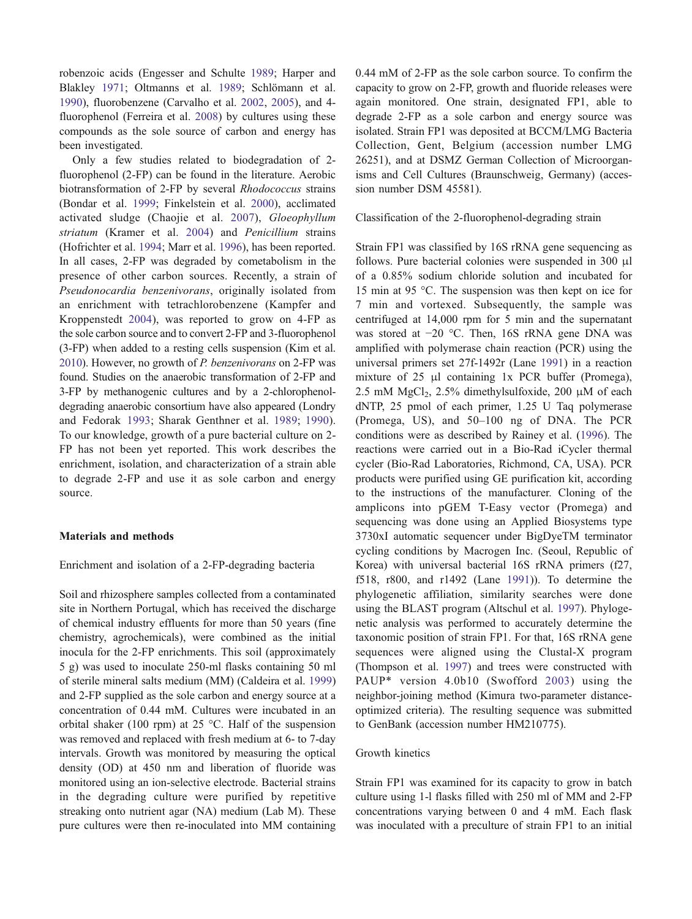robenzoic acids (Engesser and Schulte 1989; Harper and Blakley 1971; Oltmanns et al. 1989; Schlömann et al. 1990), fluorobenzene (Carvalho et al. 2002, 2005), and 4-fluorophenol (Ferreira et al. 2008) by cultures using these compounds as the sole source of carbon and energy has been investigated.

Only a few studies related to biodegradation of 2-fluorophenol (2-FP) can be found in the literature. Aerobic biotransformation of 2-FP by several *Rhodococcus* strains (Bondar et al. 1999; Finkelstein et al. 2000), acclimated activated sludge (Chaojie et al. 2007), *Gloeophyllum striatum* (Kramer et al. 2004) and *Penicillium* strains (Hofrichter et al. 1994; Marr et al. 1996), has been reported. In all cases, 2-FP was degraded by cometabolism in the presence of other carbon sources. Recently, a strain of *Pseudonocardia benzenivorans*, originally isolated from an enrichment with tetrachlorobenzene (Kampfer and Kroppenstedt 2004), was reported to grow on 4-FP as the sole carbon source and to convert 2-FP and 3-fluorophenol (3-FP) when added to a resting cells suspension (Kim et al. 2010). However, no growth of *P. benzenivorans* on 2-FP was found. Studies on the anaerobic transformation of 2-FP and 3-FP by methanogenic cultures and by a 2-chlorophenol-degrading anaerobic consortium have also appeared (Londry and Fedorak 1993; Sharak Genthner et al. 1989; 1990). To our knowledge, growth of a pure bacterial culture on 2-FP has not been yet reported. This work describes the enrichment, isolation, and characterization of a strain able to degrade 2-FP and use it as sole carbon and energy source.

## Materials and methods

### Enrichment and isolation of a 2-FP-degrading bacteria

Soil and rhizosphere samples collected from a contaminated site in Northern Portugal, which has received the discharge of chemical industry effluents for more than 50 years (fine chemistry, agrochemicals), were combined as the initial inocula for the 2-FP enrichments. This soil (approximately 5 g) was used to inoculate 250-ml flasks containing 50 ml of sterile mineral salts medium (MM) (Caldeira et al. 1999) and 2-FP supplied as the sole carbon and energy source at a concentration of 0.44 mM. Cultures were incubated in an orbital shaker (100 rpm) at 25 °C. Half of the suspension was removed and replaced with fresh medium at 6- to 7-day intervals. Growth was monitored by measuring the optical density (OD) at 450 nm and liberation of fluoride was monitored using an ion-selective electrode. Bacterial strains in the degrading culture were purified by repetitive streaking onto nutrient agar (NA) medium (Lab M). These pure cultures were then re-inoculated into MM containing 0.44 mM of 2-FP as the sole carbon source. To confirm the capacity to grow on 2-FP, growth and fluoride releases were again monitored. One strain, designated FP1, able to degrade 2-FP as a sole carbon and energy source was isolated. Strain FP1 was deposited at BCCM/LMG Bacteria Collection, Gent, Belgium (accession number LMG 26251), and at DSMZ German Collection of Microorganisms and Cell Cultures (Braunschweig, Germany) (accession number DSM 45581).

### Classification of the 2-fluorophenol-degrading strain

Strain FP1 was classified by 16S rRNA gene sequencing as follows. Pure bacterial colonies were suspended in 300 μl of a 0.85% sodium chloride solution and incubated for 15 min at 95 °C. The suspension was then kept on ice for 7 min and vortexed. Subsequently, the sample was centrifuged at 14,000 rpm for 5 min and the supernatant was stored at −20 °C. Then, 16S rRNA gene DNA was amplified with polymerase chain reaction (PCR) using the universal primers set 27f-1492r (Lane 1991) in a reaction mixture of 25 μl containing 1x PCR buffer (Promega), 2.5 mM $MgCl_2$, 2.5% dimethylsulfoxide, 200 μM of each dNTP, 25 pmol of each primer, 1.25 U Taq polymerase (Promega, US), and 50–100 ng of DNA. The PCR conditions were as described by Rainey et al. (1996). The reactions were carried out in a Bio-Rad iCycler thermal cycler (Bio-Rad Laboratories, Richmond, CA, USA). PCR products were purified using GE purification kit, according to the instructions of the manufacturer. Cloning of the amplicons into pGEM T-Easy vector (Promega) and sequencing was done using an Applied Biosystems type 3730xl automatic sequencer under BigDyeTM terminator cycling conditions by Macrogen Inc. (Seoul, Republic of Korea) with universal bacterial 16S rRNA primers (f27, f518, r800, and r1492 (Lane 1991)). To determine the phylogenetic affiliation, similarity searches were done using the BLAST program (Altschul et al. 1997). Phylogenetic analysis was performed to accurately determine the taxonomic position of strain FP1. For that, 16S rRNA gene sequences were aligned using the Clustal-X program (Thompson et al. 1997) and trees were constructed with PAUP* version 4.0b10 (Swofford 2003) using the neighbor-joining method (Kimura two-parameter distance-optimized criteria). The resulting sequence was submitted to GenBank (accession number HM210775).

### Growth kinetics

Strain FP1 was examined for its capacity to grow in batch culture using 1-l flasks filled with 250 ml of MM and 2-FP concentrations varying between 0 and 4 mM. Each flask was inoculated with a preculture of strain FP1 to an initial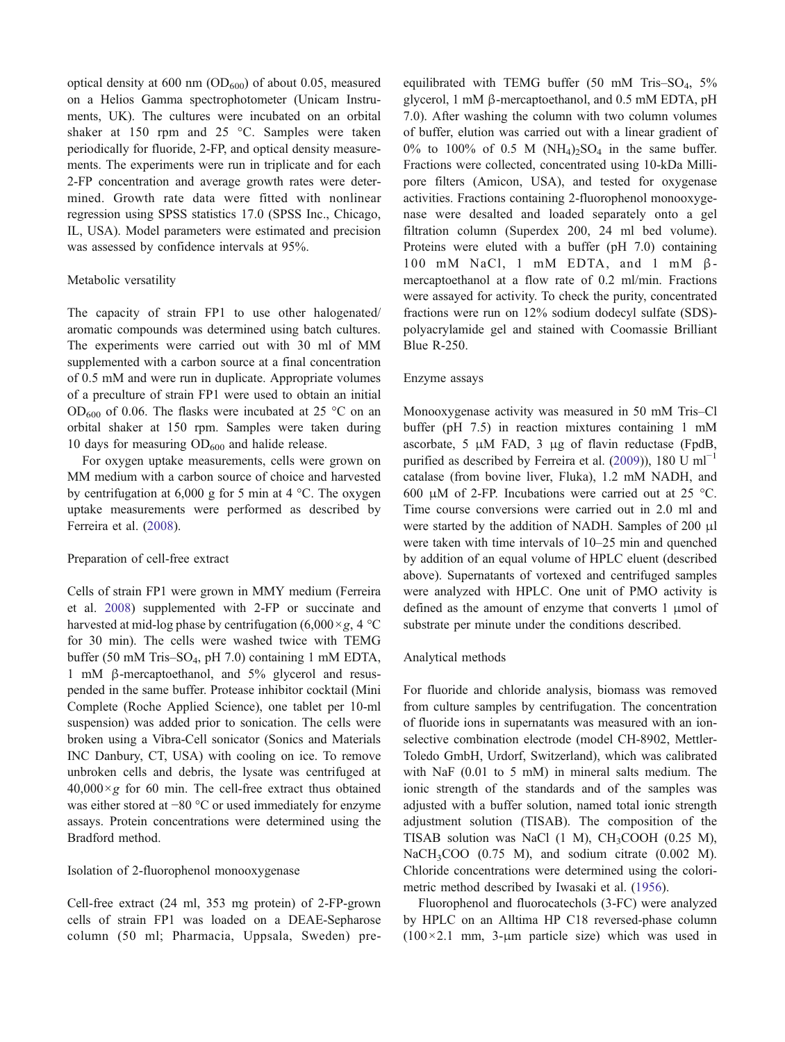optical density at 600 nm ($OD_{600}$) of about 0.05, measured on a Helios Gamma spectrophotometer (Unicam Instruments, UK). The cultures were incubated on an orbital shaker at 150 rpm and 25 °C. Samples were taken periodically for fluoride, 2-FP, and optical density measurements. The experiments were run in triplicate and for each 2-FP concentration and average growth rates were determined. Growth rate data were fitted with nonlinear regression using SPSS statistics 17.0 (SPSS Inc., Chicago, IL, USA). Model parameters were estimated and precision was assessed by confidence intervals at 95%.

### Metabolic versatility

The capacity of strain FP1 to use other halogenated/aromatic compounds was determined using batch cultures. The experiments were carried out with 30 ml of MM supplemented with a carbon source at a final concentration of 0.5 mM and were run in duplicate. Appropriate volumes of a preculture of strain FP1 were used to obtain an initial $OD_{600}$ of 0.06. The flasks were incubated at 25 °C on an orbital shaker at 150 rpm. Samples were taken during 10 days for measuring $OD_{600}$ and halide release.

For oxygen uptake measurements, cells were grown on MM medium with a carbon source of choice and harvested by centrifugation at 6,000 g for 5 min at 4 °C. The oxygen uptake measurements were performed as described by Ferreira et al. (2008).

### Preparation of cell-free extract

Cells of strain FP1 were grown in MMY medium (Ferreira et al. 2008) supplemented with 2-FP or succinate and harvested at mid-log phase by centrifugation ($6,000 \times g$, 4 °C for 30 min). The cells were washed twice with TEMG buffer (50 mM Tris–$SO_4$, pH 7.0) containing 1 mM EDTA, 1 mM β-mercaptoethanol, and 5% glycerol and resuspended in the same buffer. Protease inhibitor cocktail (Mini Complete (Roche Applied Science), one tablet per 10-ml suspension) was added prior to sonication. The cells were broken using a Vibra-Cell sonicator (Sonics and Materials INC Danbury, CT, USA) with cooling on ice. To remove unbroken cells and debris, the lysate was centrifuged at $40,000 \times g$ for 60 min. The cell-free extract thus obtained was either stored at −80 °C or used immediately for enzyme assays. Protein concentrations were determined using the Bradford method.

### Isolation of 2-fluorophenol monooxygenase

Cell-free extract (24 ml, 353 mg protein) of 2-FP-grown cells of strain FP1 was loaded on a DEAE-Sepharose column (50 ml; Pharmacia, Uppsala, Sweden) pre-equilibrated with TEMG buffer (50 mM Tris–$SO_4$, 5% glycerol, 1 mM β-mercaptoethanol, and 0.5 mM EDTA, pH 7.0). After washing the column with two column volumes of buffer, elution was carried out with a linear gradient of 0% to 100% of 0.5 M $(NH_4)_2SO_4$ in the same buffer. Fractions were collected, concentrated using 10-kDa Millipore filters (Amicon, USA), and tested for oxygenase activities. Fractions containing 2-fluorophenol monooxygenase were desalted and loaded separately onto a gel filtration column (Superdex 200, 24 ml bed volume). Proteins were eluted with a buffer (pH 7.0) containing 100 mM NaCl, 1 mM EDTA, and 1 mM β-mercaptoethanol at a flow rate of 0.2 ml/min. Fractions were assayed for activity. To check the purity, concentrated fractions were run on 12% sodium dodecyl sulfate (SDS)-polyacrylamide gel and stained with Coomassie Brilliant Blue R-250.

### Enzyme assays

Monooxygenase activity was measured in 50 mM Tris–Cl buffer (pH 7.5) in reaction mixtures containing 1 mM ascorbate, 5 μM FAD, 3 μg of flavin reductase (FpdB, purified as described by Ferreira et al. (2009)), 180 U $ml^{-1}$ catalase (from bovine liver, Fluka), 1.2 mM NADH, and 600 μM of 2-FP. Incubations were carried out at 25 °C. Time course conversions were carried out in 2.0 ml and were started by the addition of NADH. Samples of 200 μl were taken with time intervals of 10–25 min and quenched by addition of an equal volume of HPLC eluent (described above). Supernatants of vortexed and centrifuged samples were analyzed with HPLC. One unit of PMO activity is defined as the amount of enzyme that converts 1 μmol of substrate per minute under the conditions described.

### Analytical methods

For fluoride and chloride analysis, biomass was removed from culture samples by centrifugation. The concentration of fluoride ions in supernatants was measured with an ion-selective combination electrode (model CH-8902, Mettler-Toledo GmbH, Urdorf, Switzerland), which was calibrated with NaF (0.01 to 5 mM) in mineral salts medium. The ionic strength of the standards and of the samples was adjusted with a buffer solution, named total ionic strength adjustment solution (TISAB). The composition of the TISAB solution was NaCl (1 M), $CH_3COOH$ (0.25 M), $NaCH_3COO$ (0.75 M), and sodium citrate (0.002 M). Chloride concentrations were determined using the colorimetric method described by Iwasaki et al. (1956).

Fluorophenol and fluorocatechols (3-FC) were analyzed by HPLC on an Alltima HP C18 reversed-phase column (100×2.1 mm, 3-μm particle size) which was used in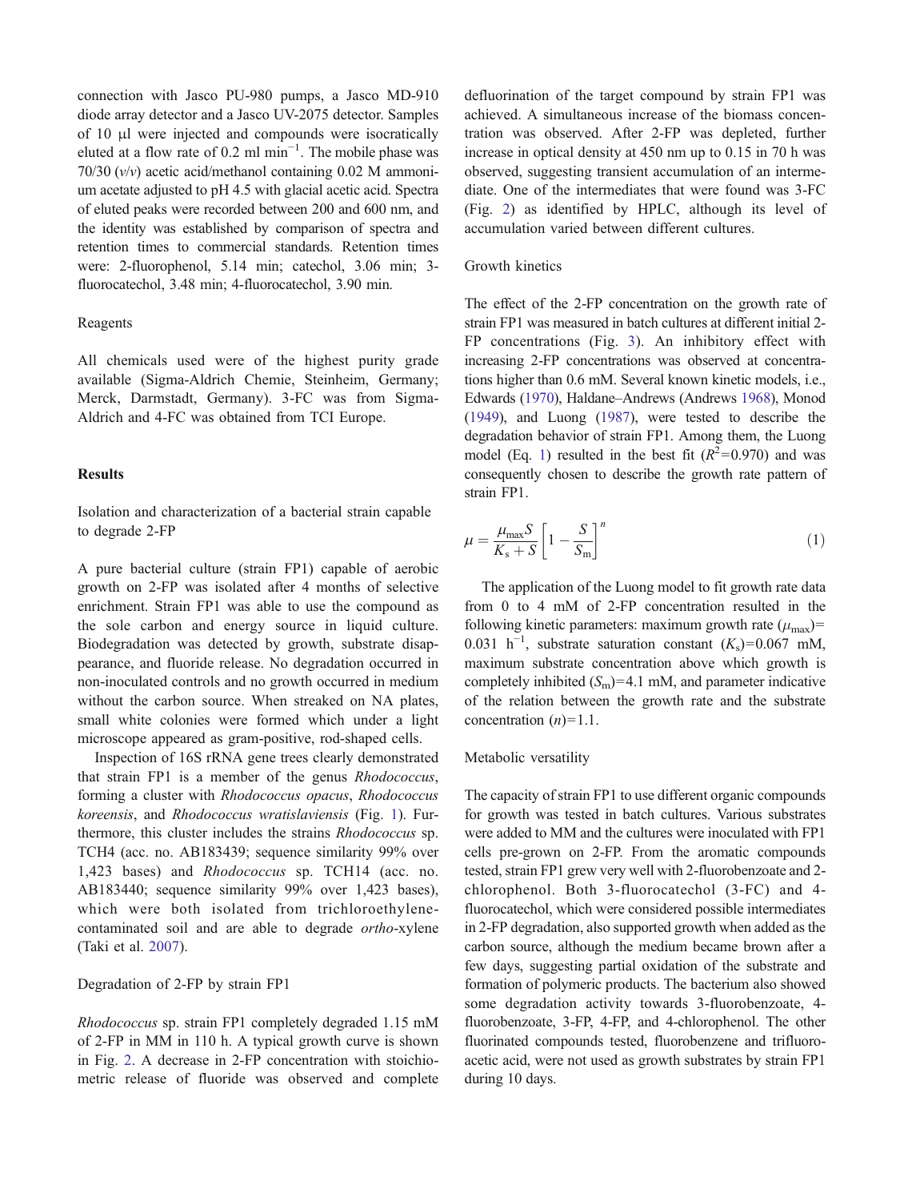connection with Jasco PU-980 pumps, a Jasco MD-910 diode array detector and a Jasco UV-2075 detector. Samples of 10 μl were injected and compounds were isocratically eluted at a flow rate of 0.2 ml min$^{-1}$. The mobile phase was 70/30 ($v/v$) acetic acid/methanol containing 0.02 M ammonium acetate adjusted to pH 4.5 with glacial acetic acid. Spectra of eluted peaks were recorded between 200 and 600 nm, and the identity was established by comparison of spectra and retention times to commercial standards. Retention times were: 2-fluorophenol, 5.14 min; catechol, 3.06 min; 3-fluorocatechol, 3.48 min; 4-fluorocatechol, 3.90 min.

### Reagents

All chemicals used were of the highest purity grade available (Sigma-Aldrich Chemie, Steinheim, Germany; Merck, Darmstadt, Germany). 3-FC was from Sigma-Aldrich and 4-FC was obtained from TCI Europe.

## Results

### Isolation and characterization of a bacterial strain capable to degrade 2-FP

A pure bacterial culture (strain FP1) capable of aerobic growth on 2-FP was isolated after 4 months of selective enrichment. Strain FP1 was able to use the compound as the sole carbon and energy source in liquid culture. Biodegradation was detected by growth, substrate disappearance, and fluoride release. No degradation occurred in non-inoculated controls and no growth occurred in medium without the carbon source. When streaked on NA plates, small white colonies were formed which under a light microscope appeared as gram-positive, rod-shaped cells.

Inspection of 16S rRNA gene trees clearly demonstrated that strain FP1 is a member of the genus *Rhodococcus*, forming a cluster with *Rhodococcus opacus*, *Rhodococcus koreensis*, and *Rhodococcus wratislaviensis* (Fig. 1). Furthermore, this cluster includes the strains *Rhodococcus* sp. TCH4 (acc. no. AB183439; sequence similarity 99% over 1,423 bases) and *Rhodococcus* sp. TCH14 (acc. no. AB183440; sequence similarity 99% over 1,423 bases), which were both isolated from trichloroethylene-contaminated soil and are able to degrade *ortho*-xylene (Taki et al. 2007).

### Degradation of 2-FP by strain FP1

*Rhodococcus* sp. strain FP1 completely degraded 1.15 mM of 2-FP in MM in 110 h. A typical growth curve is shown in Fig. 2. A decrease in 2-FP concentration with stoichiometric release of fluoride was observed and complete defluorination of the target compound by strain FP1 was achieved. A simultaneous increase of the biomass concentration was observed. After 2-FP was depleted, further increase in optical density at 450 nm up to 0.15 in 70 h was observed, suggesting transient accumulation of an intermediate. One of the intermediates that were found was 3-FC (Fig. 2) as identified by HPLC, although its level of accumulation varied between different cultures.

### Growth kinetics

The effect of the 2-FP concentration on the growth rate of strain FP1 was measured in batch cultures at different initial 2-FP concentrations (Fig. 3). An inhibitory effect with increasing 2-FP concentrations was observed at concentrations higher than 0.6 mM. Several known kinetic models, i.e., Edwards (1970), Haldane–Andrews (Andrews 1968), Monod (1949), and Luong (1987), were tested to describe the degradation behavior of strain FP1. Among them, the Luong model (Eq. 1) resulted in the best fit ($R^2$=0.970) and was consequently chosen to describe the growth rate pattern of strain FP1.

$$\mu = \frac{\mu_{\max} S}{K_s + S}\left[1 - \frac{S}{S_m}\right]^n \tag{1}$$

The application of the Luong model to fit growth rate data from 0 to 4 mM of 2-FP concentration resulted in the following kinetic parameters: maximum growth rate ($\mu_{max}$)= 0.031 h$^{-1}$, substrate saturation constant ($K_s$)=0.067 mM, maximum substrate concentration above which growth is completely inhibited ($S_m$)=4.1 mM, and parameter indicative of the relation between the growth rate and the substrate concentration ($n$)=1.1.

### Metabolic versatility

The capacity of strain FP1 to use different organic compounds for growth was tested in batch cultures. Various substrates were added to MM and the cultures were inoculated with FP1 cells pre-grown on 2-FP. From the aromatic compounds tested, strain FP1 grew very well with 2-fluorobenzoate and 2-chlorophenol. Both 3-fluorocatechol (3-FC) and 4-fluorocatechol, which were considered possible intermediates in 2-FP degradation, also supported growth when added as the carbon source, although the medium became brown after a few days, suggesting partial oxidation of the substrate and formation of polymeric products. The bacterium also showed some degradation activity towards 3-fluorobenzoate, 4-fluorobenzoate, 3-FP, 4-FP, and 4-chlorophenol. The other fluorinated compounds tested, fluorobenzene and trifluoroacetic acid, were not used as growth substrates by strain FP1 during 10 days.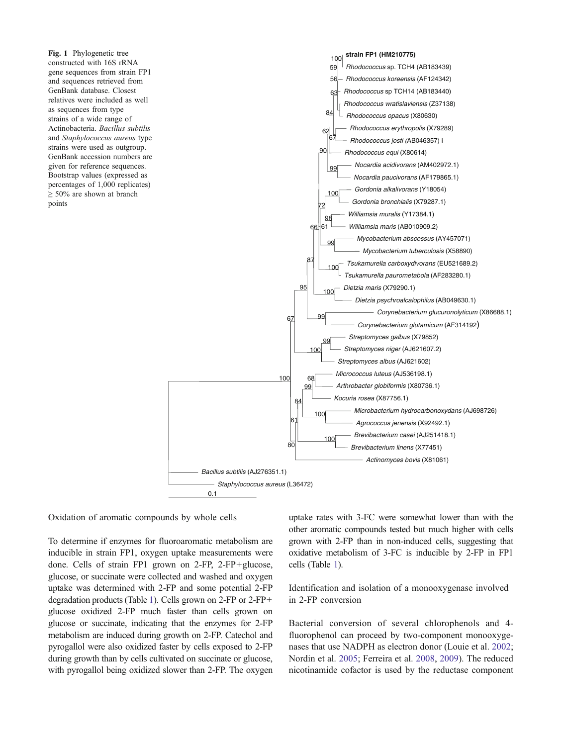**Fig. 1** Phylogenetic tree constructed with 16S rRNA gene sequences from strain FP1 and sequences retrieved from GenBank database. Closest relatives were included as well as sequences from type strains of a wide range of Actinobacteria. *Bacillus subtilis* and *Staphylococcus aureus* type strains were used as outgroup. GenBank accession numbers are given for reference sequences. Bootstrap values (expressed as percentages of 1,000 replicates) ≥ 50% are shown at branch points

**strain FP1 (HM210775)**
*Rhodococcus* sp. TCH4 (AB183439)
*Rhodococcus koreensis* (AF124342)
*Rhodococcus* sp TCH14 (AB183440)
*Rhodococcus wratislaviensis* (Z37138)
*Rhodococcus opacus* (X80630)
*Rhodococcus erythropolis* (X79289)
*Rhodococcus josti* (AB046357) i
*Rhodococcus equi* (X80614)
*Nocardia acidivorans* (AM402972.1)
*Nocardia paucivorans* (AF179865.1)
*Gordonia alkalivorans* (Y18054)
*Gordonia bronchialis* (X79287.1)
*Williamsia muralis* (Y17384.1)
*Williamsia maris* (AB010909.2)
*Mycobacterium abscessus* (AY457071)
*Mycobacterium tuberculosis* (X58890)
*Tsukamurella carboxydivorans* (EU521689.2)
*Tsukamurella paurometabola* (AF283280.1)
*Dietzia maris* (X79290.1)
*Dietzia psychroalcaliphilus* (AB049630.1)
*Corynebacterium glucuronolyticum* (X86688.1)
*Corynebacterium glutamicum* (AF314192)
*Streptomyces galbus* (X79852)
*Streptomyces niger* (AJ621607.2)
*Streptomyces albus* (AJ621602)
*Micrococcus luteus* (AJ536198.1)
*Arthrobacter globiformis* (X80736.1)
*Kocuria rosea* (X87756.1)
*Microbacterium hydrocarbonoxydans* (AJ698726)
*Agrococcus jenensis* (X92492.1)
*Brevibacterium casei* (AJ251418.1)
*Brevibacterium linens* (X77451)
*Actinomyces bovis* (X81061)
*Bacillus subtilis* (AJ276351.1)
*Staphylococcus aureus* (L36472)

100 59 56 63 84 62 67 90 99 100 72 98 61 66 99 87 100 95 100 99 67 99 100 100 68 99 84 100 61 100 80

0.1

### Oxidation of aromatic compounds by whole cells

To determine if enzymes for fluoroaromatic metabolism are inducible in strain FP1, oxygen uptake measurements were done. Cells of strain FP1 grown on 2-FP, 2-FP+glucose, glucose, or succinate were collected and washed and oxygen uptake was determined with 2-FP and some potential 2-FP degradation products (Table 1). Cells grown on 2-FP or 2-FP+glucose oxidized 2-FP much faster than cells grown on glucose or succinate, indicating that the enzymes for 2-FP metabolism are induced during growth on 2-FP. Catechol and pyrogallol were also oxidized faster by cells exposed to 2-FP during growth than by cells cultivated on succinate or glucose, with pyrogallol being oxidized slower than 2-FP. The oxygen uptake rates with 3-FC were somewhat lower than with the other aromatic compounds tested but much higher with cells grown with 2-FP than in non-induced cells, suggesting that oxidative metabolism of 3-FC is inducible by 2-FP in FP1 cells (Table 1).

### Identification and isolation of a monooxygenase involved in 2-FP conversion

Bacterial conversion of several chlorophenols and 4-fluorophenol can proceed by two-component monooxygenases that use NADPH as electron donor (Louie et al. 2002; Nordin et al. 2005; Ferreira et al. 2008, 2009). The reduced nicotinamide cofactor is used by the reductase component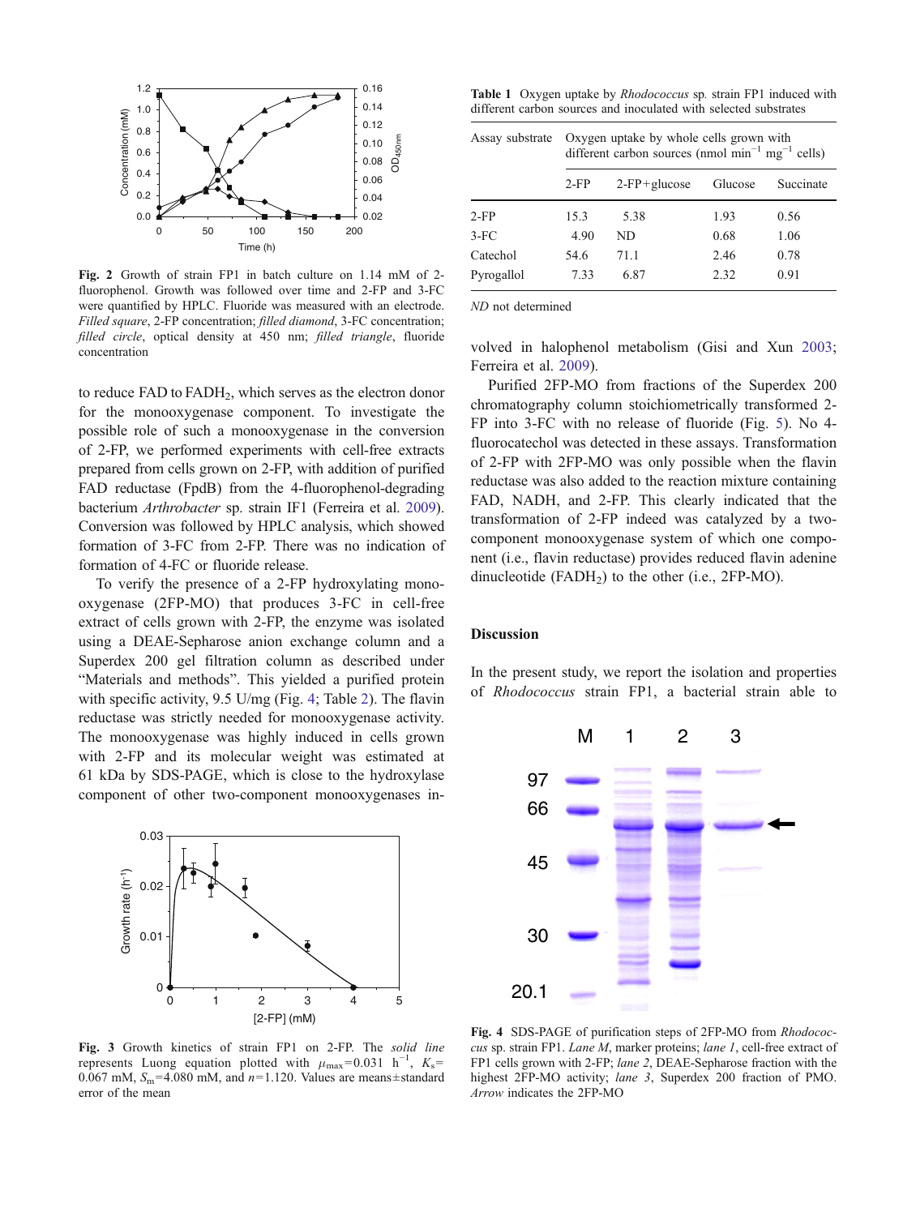1.2
1.0
0.8
0.6
0.4
0.2
0.0
Concentration (mM)
0.16
0.14
0.12
0.10
0.08
0.06
0.04
0.02
$OD_{450nm}$
0
50
100
150
200
Time (h)

**Fig. 2** Growth of strain FP1 in batch culture on 1.14 mM of 2-fluorophenol. Growth was followed over time and 2-FP and 3-FC were quantified by HPLC. Fluoride was measured with an electrode. *Filled square*, 2-FP concentration; *filled diamond*, 3-FC concentration; *filled circle*, optical density at 450 nm; *filled triangle*, fluoride concentration

to reduce FAD to $FADH_2$, which serves as the electron donor for the monooxygenase component. To investigate the possible role of such a monooxygenase in the conversion of 2-FP, we performed experiments with cell-free extracts prepared from cells grown on 2-FP, with addition of purified FAD reductase (FpdB) from the 4-fluorophenol-degrading bacterium *Arthrobacter* sp. strain IF1 (Ferreira et al. 2009). Conversion was followed by HPLC analysis, which showed formation of 3-FC from 2-FP. There was no indication of formation of 4-FC or fluoride release.

To verify the presence of a 2-FP hydroxylating monooxygenase (2FP-MO) that produces 3-FC in cell-free extract of cells grown with 2-FP, the enzyme was isolated using a DEAE-Sepharose anion exchange column and a Superdex 200 gel filtration column as described under "Materials and methods". This yielded a purified protein with specific activity, 9.5 U/mg (Fig. 4; Table 2). The flavin reductase was strictly needed for monooxygenase activity. The monooxygenase was highly induced in cells grown with 2-FP and its molecular weight was estimated at 61 kDa by SDS-PAGE, which is close to the hydroxylase component of other two-component monooxygenases involved in halophenol metabolism (Gisi and Xun 2003; Ferreira et al. 2009).

0.03
0.02
0.01
0
Growth rate ($h^{-1}$)
0
1
2
3
4
5
[2-FP] (mM)

**Fig. 3** Growth kinetics of strain FP1 on 2-FP. The *solid line* represents Luong equation plotted with $\mu_{max}$=0.031 $h^{-1}$, $K_s$= 0.067 mM, $S_m$=4.080 mM, and $n$=1.120. Values are means±standard error of the mean

**Table 1** Oxygen uptake by *Rhodococcus* sp. strain FP1 induced with different carbon sources and inoculated with selected substrates

| Assay substrate | Oxygen uptake by whole cells grown with different carbon sources (nmol $min^{-1}$ $mg^{-1}$ cells) | | | |
|---|---|---|---|---|
| | 2-FP | 2-FP+glucose | Glucose | Succinate |
| 2-FP | 15.3 | 5.38 | 1.93 | 0.56 |
| 3-FC | 4.90 | ND | 0.68 | 1.06 |
| Catechol | 54.6 | 71.1 | 2.46 | 0.78 |
| Pyrogallol | 7.33 | 6.87 | 2.32 | 0.91 |

*ND* not determined

Purified 2FP-MO from fractions of the Superdex 200 chromatography column stoichiometrically transformed 2-FP into 3-FC with no release of fluoride (Fig. 5). No 4-fluorocatechol was detected in these assays. Transformation of 2-FP with 2FP-MO was only possible when the flavin reductase was also added to the reaction mixture containing FAD, NADH, and 2-FP. This clearly indicated that the transformation of 2-FP indeed was catalyzed by a two-component monooxygenase system of which one component (i.e., flavin reductase) provides reduced flavin adenine dinucleotide ($FADH_2$) to the other (i.e., 2FP-MO).

## Discussion

In the present study, we report the isolation and properties of *Rhodococcus* strain FP1, a bacterial strain able to

M 1 2 3
97
66
45
30
20.1

**Fig. 4** SDS-PAGE of purification steps of 2FP-MO from *Rhodococcus* sp. strain FP1. *Lane M*, marker proteins; *lane 1*, cell-free extract of FP1 cells grown with 2-FP; *lane 2*, DEAE-Sepharose fraction with the highest 2FP-MO activity; *lane 3*, Superdex 200 fraction of PMO. *Arrow* indicates the 2FP-MO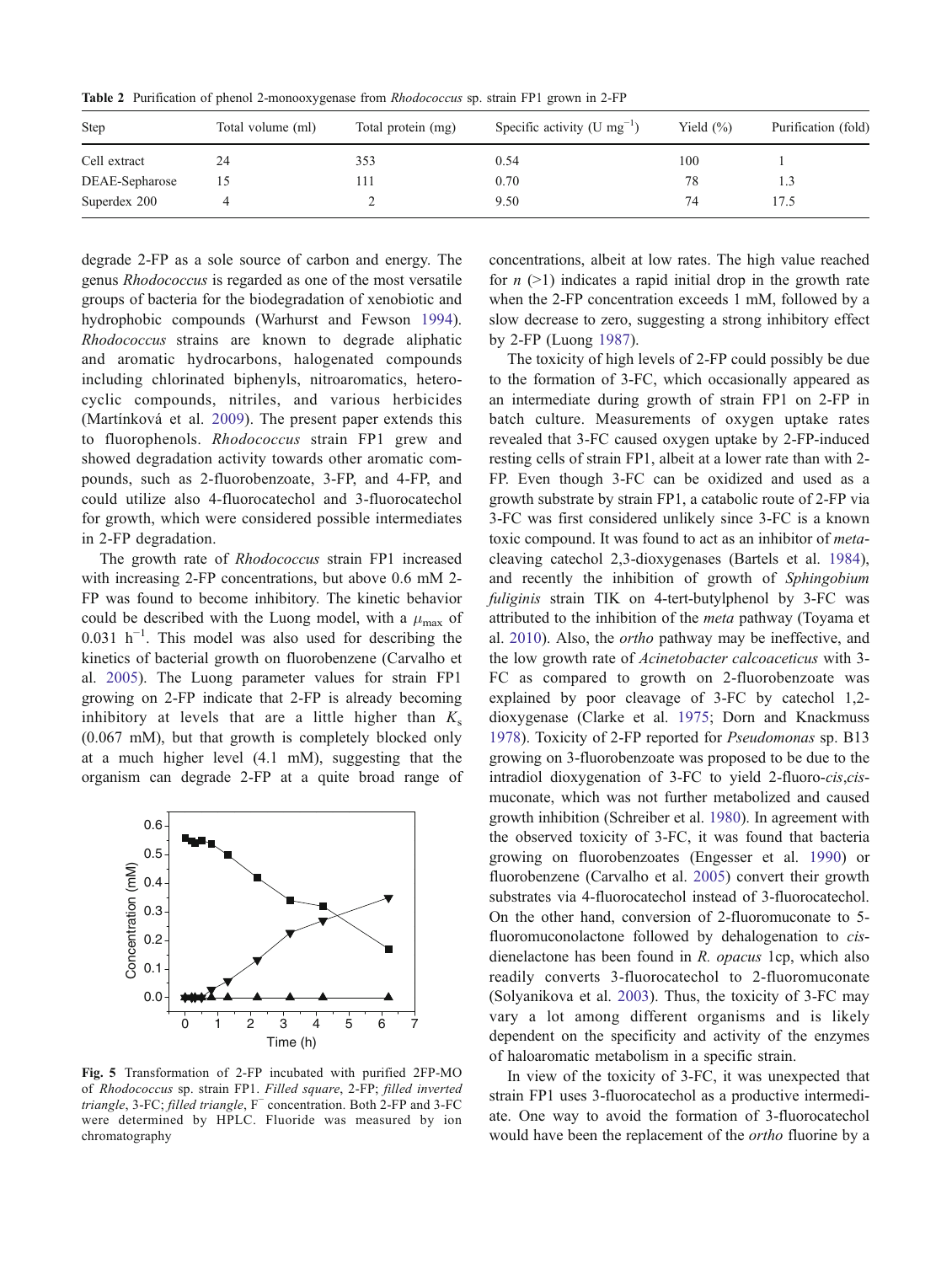**Table 2** Purification of phenol 2-monooxygenase from *Rhodococcus* sp. strain FP1 grown in 2-FP

| Step | Total volume (ml) | Total protein (mg) | Specific activity (U $mg^{-1}$) | Yield (%) | Purification (fold) |
|---|---|---|---|---|---|
| Cell extract | 24 | 353 | 0.54 | 100 | 1 |
| DEAE-Sepharose | 15 | 111 | 0.70 | 78 | 1.3 |
| Superdex 200 | 4 | 2 | 9.50 | 74 | 17.5 |

degrade 2-FP as a sole source of carbon and energy. The genus *Rhodococcus* is regarded as one of the most versatile groups of bacteria for the biodegradation of xenobiotic and hydrophobic compounds (Warhurst and Fewson 1994). *Rhodococcus* strains are known to degrade aliphatic and aromatic hydrocarbons, halogenated compounds including chlorinated biphenyls, nitroaromatics, heterocyclic compounds, nitriles, and various herbicides (Martínková et al. 2009). The present paper extends this to fluorophenols. *Rhodococcus* strain FP1 grew and showed degradation activity towards other aromatic compounds, such as 2-fluorobenzoate, 3-FP, and 4-FP, and could utilize also 4-fluorocatechol and 3-fluorocatechol for growth, which were considered possible intermediates in 2-FP degradation.

The growth rate of *Rhodococcus* strain FP1 increased with increasing 2-FP concentrations, but above 0.6 mM 2-FP was found to become inhibitory. The kinetic behavior could be described with the Luong model, with a $\mu_{max}$ of 0.031 $h^{-1}$. This model was also used for describing the kinetics of bacterial growth on fluorobenzene (Carvalho et al. 2005). The Luong parameter values for strain FP1 growing on 2-FP indicate that 2-FP is already becoming inhibitory at levels that are a little higher than $K_s$ (0.067 mM), but that growth is completely blocked only at a much higher level (4.1 mM), suggesting that the organism can degrade 2-FP at a quite broad range of

0.6
0.5
0.4
0.3
0.2
0.1
0.0
Concentration (mM)
0 1 2 3 4 5 6 7
Time (h)

**Fig. 5** Transformation of 2-FP incubated with purified 2FP-MO of *Rhodococcus* sp. strain FP1. *Filled square*, 2-FP; *filled inverted triangle*, 3-FC; *filled triangle*, $F^-$ concentration. Both 2-FP and 3-FC were determined by HPLC. Fluoride was measured by ion chromatography

concentrations, albeit at low rates. The high value reached for $n$ (>1) indicates a rapid initial drop in the growth rate when the 2-FP concentration exceeds 1 mM, followed by a slow decrease to zero, suggesting a strong inhibitory effect by 2-FP (Luong 1987).

The toxicity of high levels of 2-FP could possibly be due to the formation of 3-FC, which occasionally appeared as an intermediate during growth of strain FP1 on 2-FP in batch culture. Measurements of oxygen uptake rates revealed that 3-FC caused oxygen uptake by 2-FP-induced resting cells of strain FP1, albeit at a lower rate than with 2-FP. Even though 3-FC can be oxidized and used as a growth substrate by strain FP1, a catabolic route of 2-FP via 3-FC was first considered unlikely since 3-FC is a known toxic compound. It was found to act as an inhibitor of *meta*-cleaving catechol 2,3-dioxygenases (Bartels et al. 1984), and recently the inhibition of growth of *Sphingobium fuliginis* strain TIK on 4-tert-butylphenol by 3-FC was attributed to the inhibition of the *meta* pathway (Toyama et al. 2010). Also, the *ortho* pathway may be ineffective, and the low growth rate of *Acinetobacter calcoaceticus* with 3-FC as compared to growth on 2-fluorobenzoate was explained by poor cleavage of 3-FC by catechol 1,2-dioxygenase (Clarke et al. 1975; Dorn and Knackmuss 1978). Toxicity of 2-FP reported for *Pseudomonas* sp. B13 growing on 3-fluorobenzoate was proposed to be due to the intradiol dioxygenation of 3-FC to yield 2-fluoro-*cis*,*cis*-muconate, which was not further metabolized and caused growth inhibition (Schreiber et al. 1980). In agreement with the observed toxicity of 3-FC, it was found that bacteria growing on fluorobenzoates (Engesser et al. 1990) or fluorobenzene (Carvalho et al. 2005) convert their growth substrates via 4-fluorocatechol instead of 3-fluorocatechol. On the other hand, conversion of 2-fluoromuconate to 5-fluoromuconolactone followed by dehalogenation to *cis*-dienelactone has been found in *R. opacus* 1cp, which also readily converts 3-fluorocatechol to 2-fluoromuconate (Solyanikova et al. 2003). Thus, the toxicity of 3-FC may vary a lot among different organisms and is likely dependent on the specificity and activity of the enzymes of haloaromatic metabolism in a specific strain.

In view of the toxicity of 3-FC, it was unexpected that strain FP1 uses 3-fluorocatechol as a productive intermediate. One way to avoid the formation of 3-fluorocatechol would have been the replacement of the *ortho* fluorine by a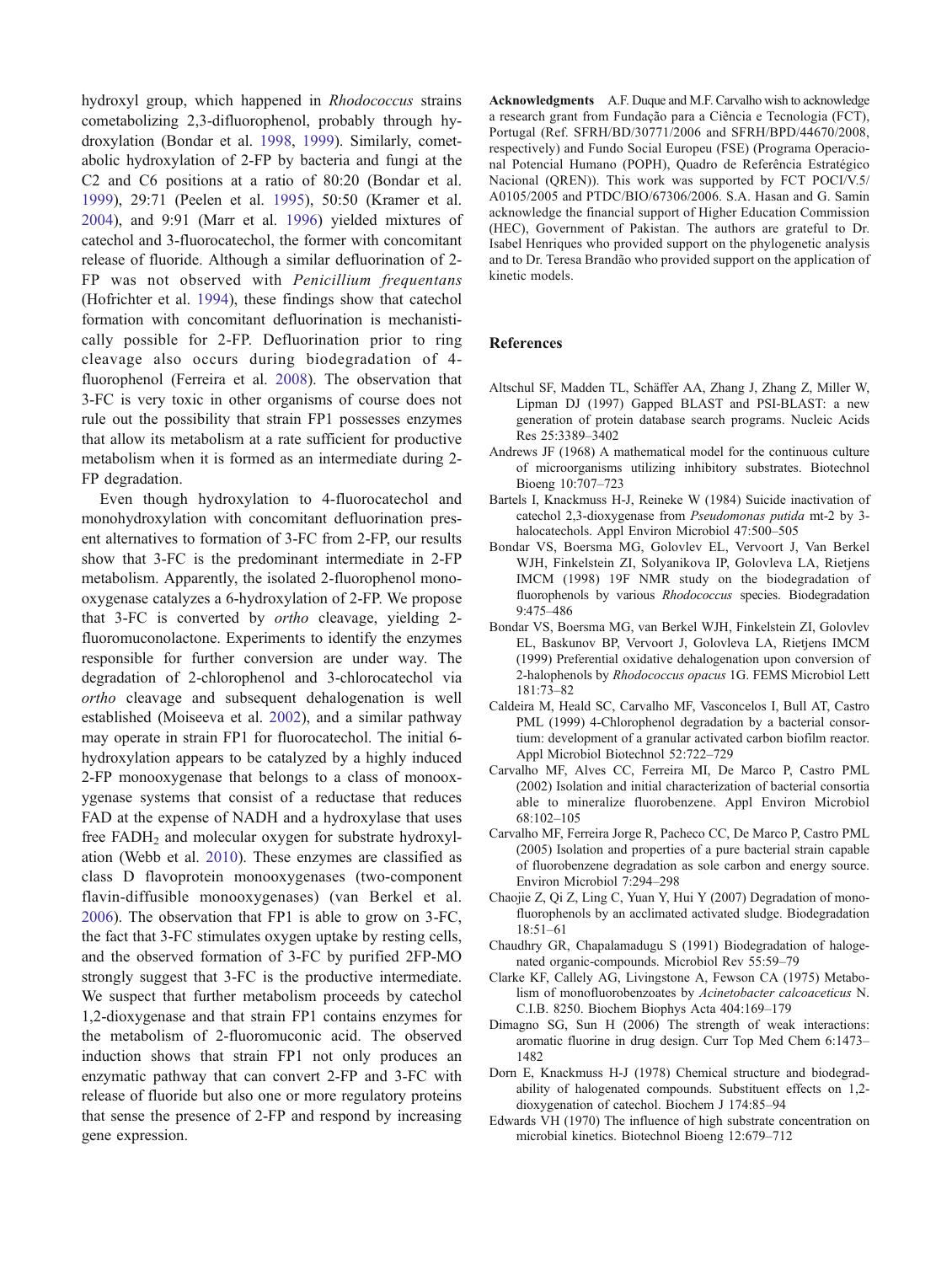hydroxyl group, which happened in *Rhodococcus* strains cometabolizing 2,3-difluorophenol, probably through hydroxylation (Bondar et al. 1998, 1999). Similarly, cometabolic hydroxylation of 2-FP by bacteria and fungi at the C2 and C6 positions at a ratio of 80:20 (Bondar et al. 1999), 29:71 (Peelen et al. 1995), 50:50 (Kramer et al. 2004), and 9:91 (Marr et al. 1996) yielded mixtures of catechol and 3-fluorocatechol, the former with concomitant release of fluoride. Although a similar defluorination of 2-FP was not observed with *Penicillium frequentans* (Hofrichter et al. 1994), these findings show that catechol formation with concomitant defluorination is mechanistically possible for 2-FP. Defluorination prior to ring cleavage also occurs during biodegradation of 4-fluorophenol (Ferreira et al. 2008). The observation that 3-FC is very toxic in other organisms of course does not rule out the possibility that strain FP1 possesses enzymes that allow its metabolism at a rate sufficient for productive metabolism when it is formed as an intermediate during 2-FP degradation.

Even though hydroxylation to 4-fluorocatechol and monohydroxylation with concomitant defluorination present alternatives to formation of 3-FC from 2-FP, our results show that 3-FC is the predominant intermediate in 2-FP metabolism. Apparently, the isolated 2-fluorophenol monooxygenase catalyzes a 6-hydroxylation of 2-FP. We propose that 3-FC is converted by *ortho* cleavage, yielding 2-fluoromuconolactone. Experiments to identify the enzymes responsible for further conversion are under way. The degradation of 2-chlorophenol and 3-chlorocatechol via *ortho* cleavage and subsequent dehalogenation is well established (Moiseeva et al. 2002), and a similar pathway may operate in strain FP1 for fluorocatechol. The initial 6-hydroxylation appears to be catalyzed by a highly induced 2-FP monooxygenase that belongs to a class of monooxygenase systems that consist of a reductase that reduces FAD at the expense of NADH and a hydroxylase that uses free $FADH_2$ and molecular oxygen for substrate hydroxylation (Webb et al. 2010). These enzymes are classified as class D flavoprotein monooxygenases (two-component flavin-diffusible monooxygenases) (van Berkel et al. 2006). The observation that FP1 is able to grow on 3-FC, the fact that 3-FC stimulates oxygen uptake by resting cells, and the observed formation of 3-FC by purified 2FP-MO strongly suggest that 3-FC is the productive intermediate. We suspect that further metabolism proceeds by catechol 1,2-dioxygenase and that strain FP1 contains enzymes for the metabolism of 2-fluoromuconic acid. The observed induction shows that strain FP1 not only produces an enzymatic pathway that can convert 2-FP and 3-FC with release of fluoride but also one or more regulatory proteins that sense the presence of 2-FP and respond by increasing gene expression.

**Acknowledgments** A.F. Duque and M.F. Carvalho wish to acknowledge a research grant from Fundação para a Ciência e Tecnologia (FCT), Portugal (Ref. SFRH/BD/30771/2006 and SFRH/BPD/44670/2008, respectively) and Fundo Social Europeu (FSE) (Programa Operacional Potencial Humano (POPH), Quadro de Referência Estratégico Nacional (QREN)). This work was supported by FCT POCI/V.5/A0105/2005 and PTDC/BIO/67306/2006. S.A. Hasan and G. Samin acknowledge the financial support of Higher Education Commission (HEC), Government of Pakistan. The authors are grateful to Dr. Isabel Henriques who provided support on the phylogenetic analysis and to Dr. Teresa Brandão who provided support on the application of kinetic models.

## References

Altschul SF, Madden TL, Schäffer AA, Zhang J, Zhang Z, Miller W, Lipman DJ (1997) Gapped BLAST and PSI-BLAST: a new generation of protein database search programs. Nucleic Acids Res 25:3389–3402

Andrews JF (1968) A mathematical model for the continuous culture of microorganisms utilizing inhibitory substrates. Biotechnol Bioeng 10:707–723

Bartels I, Knackmuss H-J, Reineke W (1984) Suicide inactivation of catechol 2,3-dioxygenase from *Pseudomonas putida* mt-2 by 3-halocatechols. Appl Environ Microbiol 47:500–505

Bondar VS, Boersma MG, Golovlev EL, Vervoort J, Van Berkel WJH, Finkelstein ZI, Solyanikova IP, Golovleva LA, Rietjens IMCM (1998) 19F NMR study on the biodegradation of fluorophenols by various *Rhodococcus* species. Biodegradation 9:475–486

Bondar VS, Boersma MG, van Berkel WJH, Finkelstein ZI, Golovlev EL, Baskunov BP, Vervoort J, Golovleva LA, Rietjens IMCM (1999) Preferential oxidative dehalogenation upon conversion of 2-halophenols by *Rhodococcus opacus* 1G. FEMS Microbiol Lett 181:73–82

Caldeira M, Heald SC, Carvalho MF, Vasconcelos I, Bull AT, Castro PML (1999) 4-Chlorophenol degradation by a bacterial consortium: development of a granular activated carbon biofilm reactor. Appl Microbiol Biotechnol 52:722–729

Carvalho MF, Alves CC, Ferreira MI, De Marco P, Castro PML (2002) Isolation and initial characterization of bacterial consortia able to mineralize fluorobenzene. Appl Environ Microbiol 68:102–105

Carvalho MF, Ferreira Jorge R, Pacheco CC, De Marco P, Castro PML (2005) Isolation and properties of a pure bacterial strain capable of fluorobenzene degradation as sole carbon and energy source. Environ Microbiol 7:294–298

Chaojie Z, Qi Z, Ling C, Yuan Y, Hui Y (2007) Degradation of monofluorophenols by an acclimated activated sludge. Biodegradation 18:51–61

Chaudhry GR, Chapalamadugu S (1991) Biodegradation of halogenated organic-compounds. Microbiol Rev 55:59–79

Clarke KF, Callely AG, Livingstone A, Fewson CA (1975) Metabolism of monofluorobenzoates by *Acinetobacter calcoaceticus* N.C.I.B. 8250. Biochem Biophys Acta 404:169–179

Dimagno SG, Sun H (2006) The strength of weak interactions: aromatic fluorine in drug design. Curr Top Med Chem 6:1473–1482

Dorn E, Knackmuss H-J (1978) Chemical structure and biodegradability of halogenated compounds. Substituent effects on 1,2-dioxygenation of catechol. Biochem J 174:85–94

Edwards VH (1970) The influence of high substrate concentration on microbial kinetics. Biotechnol Bioeng 12:679–712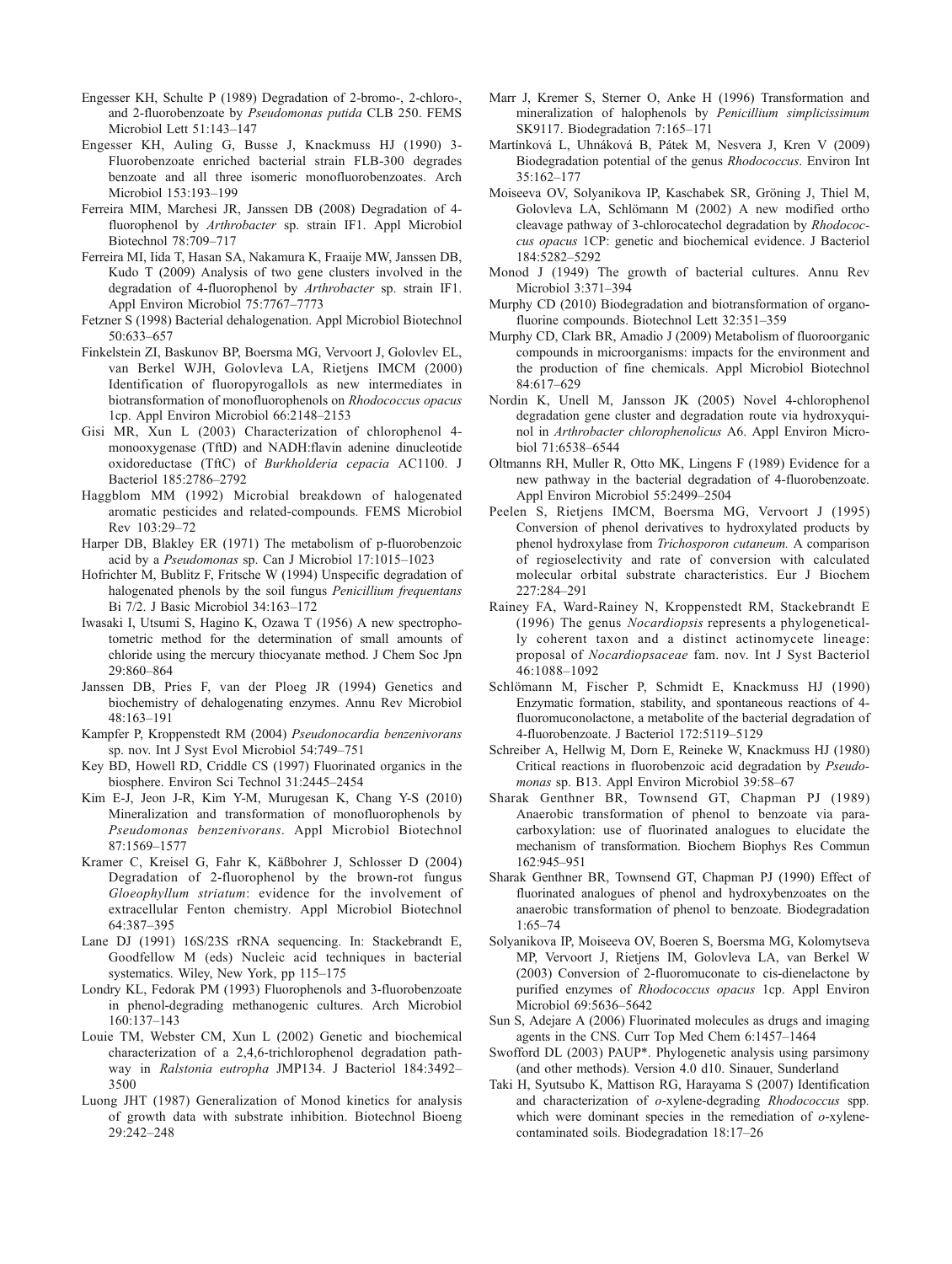Engesser KH, Schulte P (1989) Degradation of 2-bromo-, 2-chloro-, and 2-fluorobenzoate by *Pseudomonas putida* CLB 250. FEMS Microbiol Lett 51:143–147

Engesser KH, Auling G, Busse J, Knackmuss HJ (1990) 3-Fluorobenzoate enriched bacterial strain FLB-300 degrades benzoate and all three isomeric monofluorobenzoates. Arch Microbiol 153:193–199

Ferreira MIM, Marchesi JR, Janssen DB (2008) Degradation of 4-fluorophenol by *Arthrobacter* sp. strain IF1. Appl Microbiol Biotechnol 78:709–717

Ferreira MI, Iida T, Hasan SA, Nakamura K, Fraaije MW, Janssen DB, Kudo T (2009) Analysis of two gene clusters involved in the degradation of 4-fluorophenol by *Arthrobacter* sp. strain IF1. Appl Environ Microbiol 75:7767–7773

Fetzner S (1998) Bacterial dehalogenation. Appl Microbiol Biotechnol 50:633–657

Finkelstein ZI, Baskunov BP, Boersma MG, Vervoort J, Golovlev EL, van Berkel WJH, Golovleva LA, Rietjens IMCM (2000) Identification of fluoropyrogallols as new intermediates in biotransformation of monofluorophenols on *Rhodococcus opacus* 1cp. Appl Environ Microbiol 66:2148–2153

Gisi MR, Xun L (2003) Characterization of chlorophenol 4-monooxygenase (TftD) and NADH:flavin adenine dinucleotide oxidoreductase (TftC) of *Burkholderia cepacia* AC1100. J Bacteriol 185:2786–2792

Haggblom MM (1992) Microbial breakdown of halogenated aromatic pesticides and related-compounds. FEMS Microbiol Rev 103:29–72

Harper DB, Blakley ER (1971) The metabolism of p-fluorobenzoic acid by a *Pseudomonas* sp. Can J Microbiol 17:1015–1023

Hofrichter M, Bublitz F, Fritsche W (1994) Unspecific degradation of halogenated phenols by the soil fungus *Penicillium frequentans* Bi 7/2. J Basic Microbiol 34:163–172

Iwasaki I, Utsumi S, Hagino K, Ozawa T (1956) A new spectrophotometric method for the determination of small amounts of chloride using the mercury thiocyanate method. J Chem Soc Jpn 29:860–864

Janssen DB, Pries F, van der Ploeg JR (1994) Genetics and biochemistry of dehalogenating enzymes. Annu Rev Microbiol 48:163–191

Kampfer P, Kroppenstedt RM (2004) *Pseudonocardia benzenivorans* sp. nov. Int J Syst Evol Microbiol 54:749–751

Key BD, Howell RD, Criddle CS (1997) Fluorinated organics in the biosphere. Environ Sci Technol 31:2445–2454

Kim E-J, Jeon J-R, Kim Y-M, Murugesan K, Chang Y-S (2010) Mineralization and transformation of monofluorophenols by *Pseudomonas benzenivorans*. Appl Microbiol Biotechnol 87:1569–1577

Kramer C, Kreisel G, Fahr K, Käßbohrer J, Schlosser D (2004) Degradation of 2-fluorophenol by the brown-rot fungus *Gloeophyllum striatum*: evidence for the involvement of extracellular Fenton chemistry. Appl Microbiol Biotechnol 64:387–395

Lane DJ (1991) 16S/23S rRNA sequencing. In: Stackebrandt E, Goodfellow M (eds) Nucleic acid techniques in bacterial systematics. Wiley, New York, pp 115–175

Londry KL, Fedorak PM (1993) Fluorophenols and 3-fluorobenzoate in phenol-degrading methanogenic cultures. Arch Microbiol 160:137–143

Louie TM, Webster CM, Xun L (2002) Genetic and biochemical characterization of a 2,4,6-trichlorophenol degradation pathway in *Ralstonia eutropha* JMP134. J Bacteriol 184:3492–3500

Luong JHT (1987) Generalization of Monod kinetics for analysis of growth data with substrate inhibition. Biotechnol Bioeng 29:242–248

Marr J, Kremer S, Sterner O, Anke H (1996) Transformation and mineralization of halophenols by *Penicillium simplicissimum* SK9117. Biodegradation 7:165–171

Martínková L, Uhnáková B, Pátek M, Nesvera J, Kren V (2009) Biodegradation potential of the genus *Rhodococcus*. Environ Int 35:162–177

Moiseeva OV, Solyanikova IP, Kaschabek SR, Gröning J, Thiel M, Golovleva LA, Schlömann M (2002) A new modified ortho cleavage pathway of 3-chlorocatechol degradation by *Rhodococcus opacus* 1CP: genetic and biochemical evidence. J Bacteriol 184:5282–5292

Monod J (1949) The growth of bacterial cultures. Annu Rev Microbiol 3:371–394

Murphy CD (2010) Biodegradation and biotransformation of organofluorine compounds. Biotechnol Lett 32:351–359

Murphy CD, Clark BR, Amadio J (2009) Metabolism of fluoroorganic compounds in microorganisms: impacts for the environment and the production of fine chemicals. Appl Microbiol Biotechnol 84:617–629

Nordin K, Unell M, Jansson JK (2005) Novel 4-chlorophenol degradation gene cluster and degradation route via hydroxyquinol in *Arthrobacter chlorophenolicus* A6. Appl Environ Microbiol 71:6538–6544

Oltmanns RH, Muller R, Otto MK, Lingens F (1989) Evidence for a new pathway in the bacterial degradation of 4-fluorobenzoate. Appl Environ Microbiol 55:2499–2504

Peelen S, Rietjens IMCM, Boersma MG, Vervoort J (1995) Conversion of phenol derivatives to hydroxylated products by phenol hydroxylase from *Trichosporon cutaneum.* A comparison of regioselectivity and rate of conversion with calculated molecular orbital substrate characteristics. Eur J Biochem 227:284–291

Rainey FA, Ward-Rainey N, Kroppenstedt RM, Stackebrandt E (1996) The genus *Nocardiopsis* represents a phylogenetically coherent taxon and a distinct actinomycete lineage: proposal of *Nocardiopsaceae* fam. nov. Int J Syst Bacteriol 46:1088–1092

Schlömann M, Fischer P, Schmidt E, Knackmuss HJ (1990) Enzymatic formation, stability, and spontaneous reactions of 4-fluoromuconolactone, a metabolite of the bacterial degradation of 4-fluorobenzoate. J Bacteriol 172:5119–5129

Schreiber A, Hellwig M, Dorn E, Reineke W, Knackmuss HJ (1980) Critical reactions in fluorobenzoic acid degradation by *Pseudomonas* sp. B13. Appl Environ Microbiol 39:58–67

Sharak Genthner BR, Townsend GT, Chapman PJ (1989) Anaerobic transformation of phenol to benzoate via para-carboxylation: use of fluorinated analogues to elucidate the mechanism of transformation. Biochem Biophys Res Commun 162:945–951

Sharak Genthner BR, Townsend GT, Chapman PJ (1990) Effect of fluorinated analogues of phenol and hydroxybenzoates on the anaerobic transformation of phenol to benzoate. Biodegradation 1:65–74

Solyanikova IP, Moiseeva OV, Boeren S, Boersma MG, Kolomytseva MP, Vervoort J, Rietjens IM, Golovleva LA, van Berkel W (2003) Conversion of 2-fluoromuconate to cis-dienelactone by purified enzymes of *Rhodococcus opacus* 1cp. Appl Environ Microbiol 69:5636–5642

Sun S, Adejare A (2006) Fluorinated molecules as drugs and imaging agents in the CNS. Curr Top Med Chem 6:1457–1464

Swofford DL (2003) PAUP*. Phylogenetic analysis using parsimony (and other methods). Version 4.0 d10. Sinauer, Sunderland

Taki H, Syutsubo K, Mattison RG, Harayama S (2007) Identification and characterization of *o*-xylene-degrading *Rhodococcus* spp. which were dominant species in the remediation of *o*-xylene-contaminated soils. Biodegradation 18:17–26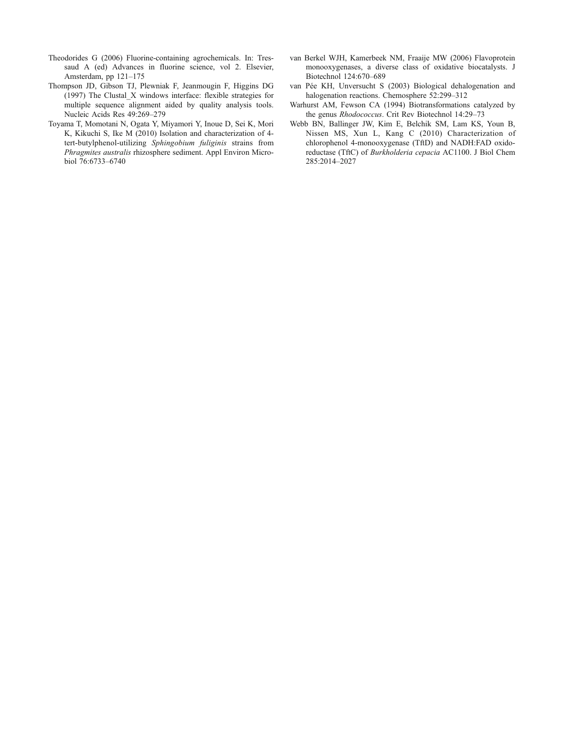Theodorides G (2006) Fluorine-containing agrochemicals. In: Tressaud A (ed) Advances in fluorine science, vol 2. Elsevier, Amsterdam, pp 121–175

Thompson JD, Gibson TJ, Plewniak F, Jeanmougin F, Higgins DG (1997) The Clustal_X windows interface: flexible strategies for multiple sequence alignment aided by quality analysis tools. Nucleic Acids Res 49:269–279

Toyama T, Momotani N, Ogata Y, Miyamori Y, Inoue D, Sei K, Mori K, Kikuchi S, Ike M (2010) Isolation and characterization of 4-tert-butylphenol-utilizing *Sphingobium fuliginis* strains from *Phragmites australis* rhizosphere sediment. Appl Environ Microbiol 76:6733–6740

van Berkel WJH, Kamerbeek NM, Fraaije MW (2006) Flavoprotein monooxygenases, a diverse class of oxidative biocatalysts. J Biotechnol 124:670–689

van Pée KH, Unversucht S (2003) Biological dehalogenation and halogenation reactions. Chemosphere 52:299–312

Warhurst AM, Fewson CA (1994) Biotransformations catalyzed by the genus *Rhodococcus*. Crit Rev Biotechnol 14:29–73

Webb BN, Ballinger JW, Kim E, Belchik SM, Lam KS, Youn B, Nissen MS, Xun L, Kang C (2010) Characterization of chlorophenol 4-monooxygenase (TftD) and NADH:FAD oxidoreductase (TftC) of *Burkholderia cepacia* AC1100. J Biol Chem 285:2014–2027